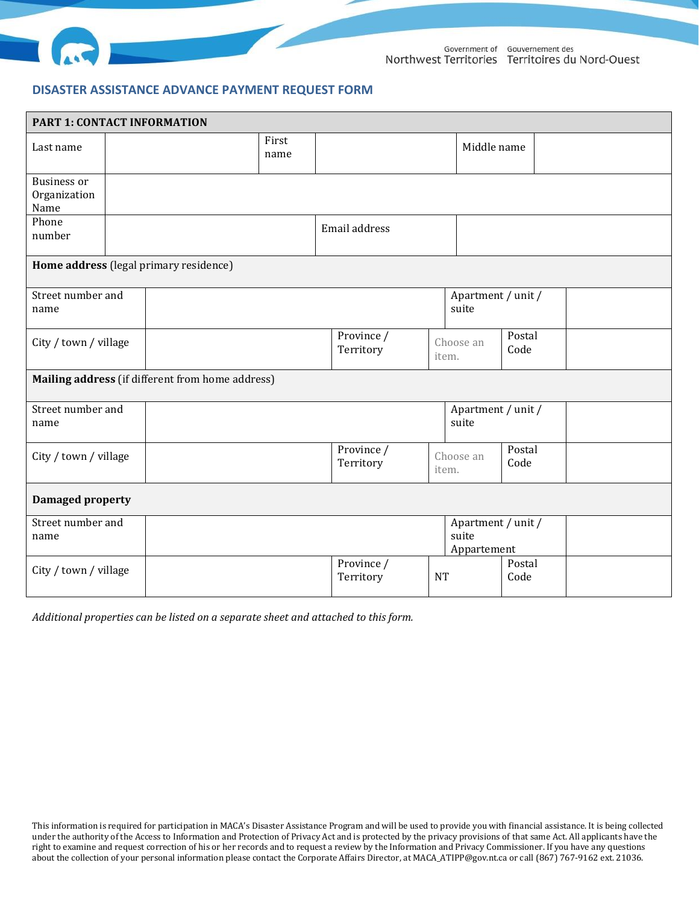Government of Northwest Territories | Gouvernement des Territoires du Nord-Ouest

## DISASTER ASSISTANCE ADVANCE PAYMENT REQUEST FORM

| **PART 1: CONTACT INFORMATION** | | | | | |
|---|---|---|---|---|---|
| Last name | | First name | | Middle name | |
| Business or Organization Name | | | | | |
| Phone number | | Email address | | | |

**Home address** (legal primary residence)

| | | | | | |
|---|---|---|---|---|---|
| Street number and name | | | Apartment / unit / suite | | |
| City / town / village | | Province / Territory | Choose an item. | Postal Code | |

**Mailing address** (if different from home address)

| | | | | | |
|---|---|---|---|---|---|
| Street number and name | | | Apartment / unit / suite | | |
| City / town / village | | Province / Territory | Choose an item. | Postal Code | |

**Damaged property**

| | | | | | |
|---|---|---|---|---|---|
| Street number and name | | | Apartment / unit / suite Appartement | | |
| City / town / village | | Province / Territory | NT | Postal Code | |

*Additional properties can be listed on a separate sheet and attached to this form.*

This information is required for participation in MACA's Disaster Assistance Program and will be used to provide you with financial assistance. It is being collected under the authority of the Access to Information and Protection of Privacy Act and is protected by the privacy provisions of that same Act. All applicants have the right to examine and request correction of his or her records and to request a review by the Information and Privacy Commissioner. If you have any questions about the collection of your personal information please contact the Corporate Affairs Director, at MACA_ATIPP@gov.nt.ca or call (867) 767-9162 ext. 21036.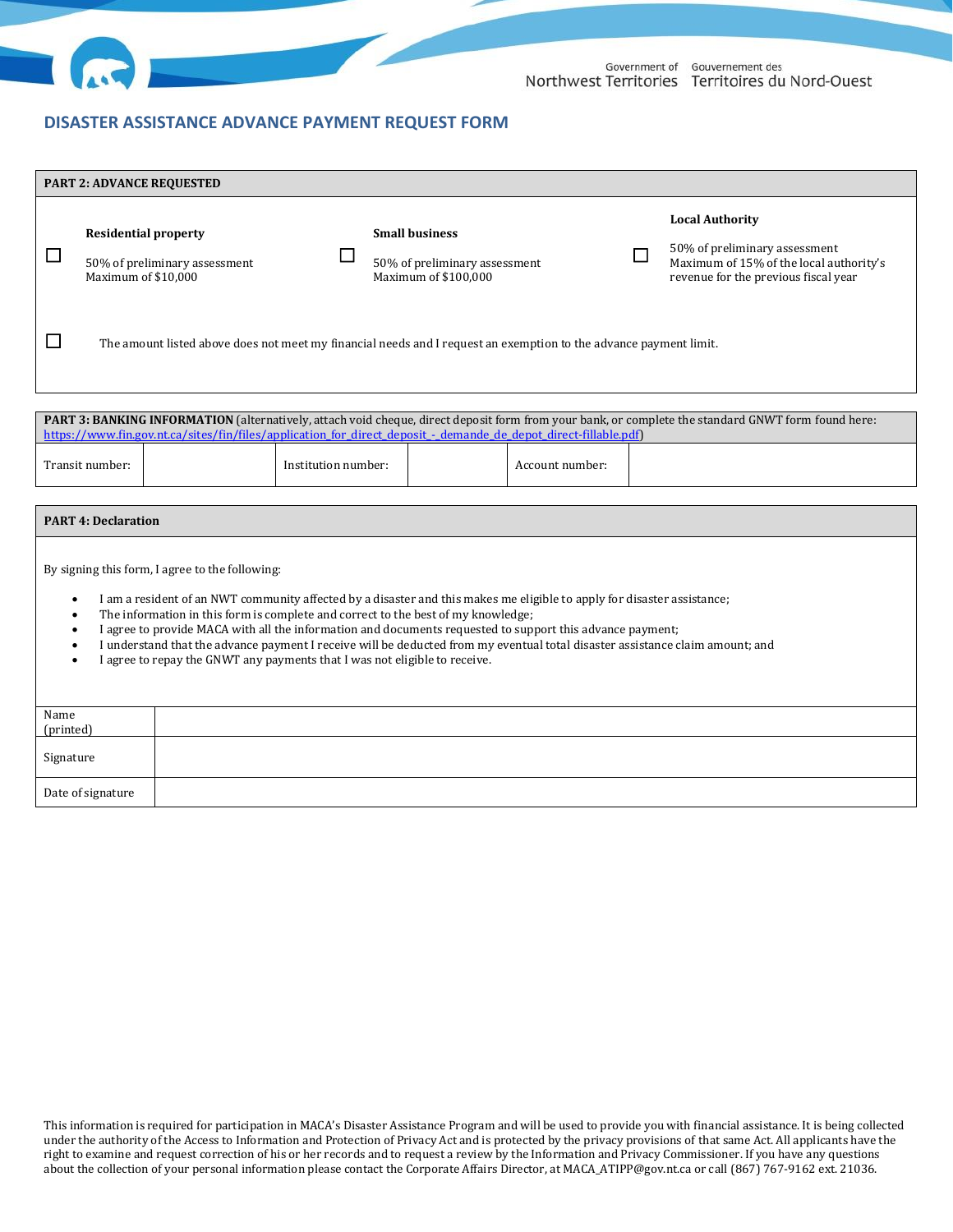# DISASTER ASSISTANCE ADVANCE PAYMENT REQUEST FORM

## PART 2: ADVANCE REQUESTED

☐ **Residential property**
50% of preliminary assessment
Maximum of $10,000

☐ **Small business**
50% of preliminary assessment
Maximum of $100,000

☐ **Local Authority**
50% of preliminary assessment
Maximum of 15% of the local authority's revenue for the previous fiscal year

☐ The amount listed above does not meet my financial needs and I request an exemption to the advance payment limit.

## PART 3: BANKING INFORMATION

**PART 3: BANKING INFORMATION** (alternatively, attach void cheque, direct deposit form from your bank, or complete the standard GNWT form found here: https://www.fin.gov.nt.ca/sites/fin/files/application_for_direct_deposit_-_demande_de_depot_direct-fillable.pdf)

| | | | | | |
|---|---|---|---|---|---|
| Transit number: | | Institution number: | | Account number: | |

## PART 4: Declaration

By signing this form, I agree to the following:

- I am a resident of an NWT community affected by a disaster and this makes me eligible to apply for disaster assistance;
- The information in this form is complete and correct to the best of my knowledge;
- I agree to provide MACA with all the information and documents requested to support this advance payment;
- I understand that the advance payment I receive will be deducted from my eventual total disaster assistance claim amount; and
- I agree to repay the GNWT any payments that I was not eligible to receive.

| | |
|---|---|
| Name (printed) | |
| Signature | |
| Date of signature | |

This information is required for participation in MACA's Disaster Assistance Program and will be used to provide you with financial assistance. It is being collected under the authority of the Access to Information and Protection of Privacy Act and is protected by the privacy provisions of that same Act. All applicants have the right to examine and request correction of his or her records and to request a review by the Information and Privacy Commissioner. If you have any questions about the collection of your personal information please contact the Corporate Affairs Director, at MACA_ATIPP@gov.nt.ca or call (867) 767-9162 ext. 21036.